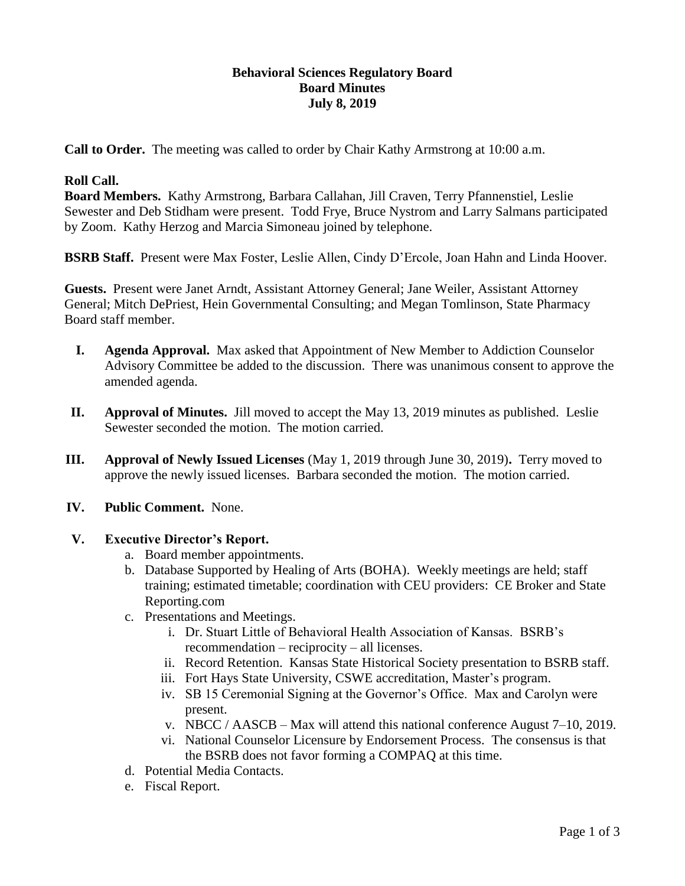# Behavioral Sciences Regulatory Board
## Board Minutes
### July 8, 2019

**Call to Order.** The meeting was called to order by Chair Kathy Armstrong at 10:00 a.m.

**Roll Call.**
**Board Members.** Kathy Armstrong, Barbara Callahan, Jill Craven, Terry Pfannenstiel, Leslie Sewester and Deb Stidham were present. Todd Frye, Bruce Nystrom and Larry Salmans participated by Zoom. Kathy Herzog and Marcia Simoneau joined by telephone.

**BSRB Staff.** Present were Max Foster, Leslie Allen, Cindy D'Ercole, Joan Hahn and Linda Hoover.

**Guests.** Present were Janet Arndt, Assistant Attorney General; Jane Weiler, Assistant Attorney General; Mitch DePriest, Hein Governmental Consulting; and Megan Tomlinson, State Pharmacy Board staff member.

I. **Agenda Approval.** Max asked that Appointment of New Member to Addiction Counselor Advisory Committee be added to the discussion. There was unanimous consent to approve the amended agenda.

II. **Approval of Minutes.** Jill moved to accept the May 13, 2019 minutes as published. Leslie Sewester seconded the motion. The motion carried.

III. **Approval of Newly Issued Licenses** (May 1, 2019 through June 30, 2019)**.** Terry moved to approve the newly issued licenses. Barbara seconded the motion. The motion carried.

IV. **Public Comment.** None.

V. **Executive Director's Report.**
   a. Board member appointments.
   b. Database Supported by Healing of Arts (BOHA). Weekly meetings are held; staff training; estimated timetable; coordination with CEU providers: CE Broker and State Reporting.com
   c. Presentations and Meetings.
      i. Dr. Stuart Little of Behavioral Health Association of Kansas. BSRB's recommendation – reciprocity – all licenses.
      ii. Record Retention. Kansas State Historical Society presentation to BSRB staff.
      iii. Fort Hays State University, CSWE accreditation, Master's program.
      iv. SB 15 Ceremonial Signing at the Governor's Office. Max and Carolyn were present.
      v. NBCC / AASCB – Max will attend this national conference August 7–10, 2019.
      vi. National Counselor Licensure by Endorsement Process. The consensus is that the BSRB does not favor forming a COMPAQ at this time.
   d. Potential Media Contacts.
   e. Fiscal Report.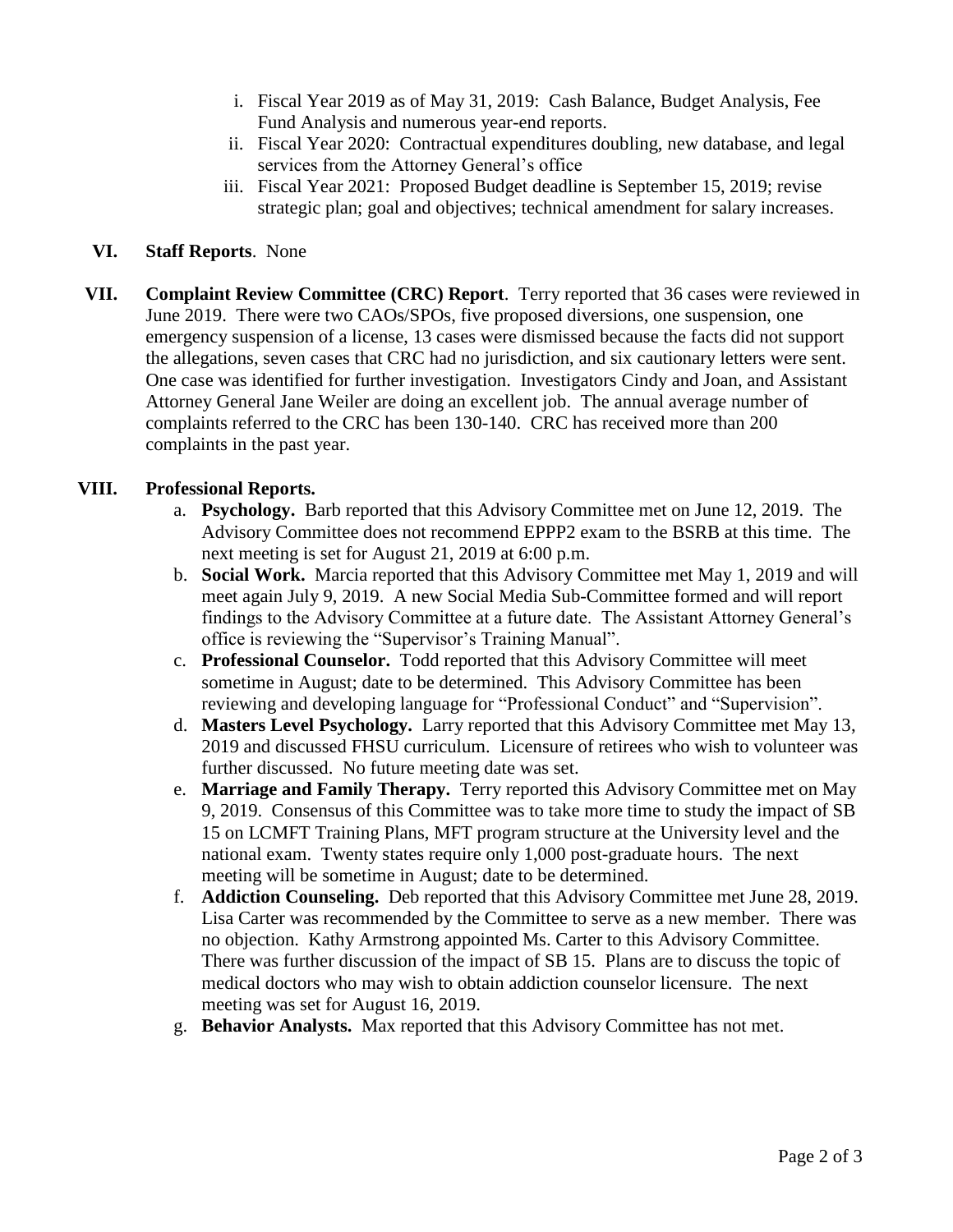i. Fiscal Year 2019 as of May 31, 2019: Cash Balance, Budget Analysis, Fee Fund Analysis and numerous year-end reports.
ii. Fiscal Year 2020: Contractual expenditures doubling, new database, and legal services from the Attorney General's office
iii. Fiscal Year 2021: Proposed Budget deadline is September 15, 2019; revise strategic plan; goal and objectives; technical amendment for salary increases.

**VI. Staff Reports**. None

**VII. Complaint Review Committee (CRC) Report**. Terry reported that 36 cases were reviewed in June 2019. There were two CAOs/SPOs, five proposed diversions, one suspension, one emergency suspension of a license, 13 cases were dismissed because the facts did not support the allegations, seven cases that CRC had no jurisdiction, and six cautionary letters were sent. One case was identified for further investigation. Investigators Cindy and Joan, and Assistant Attorney General Jane Weiler are doing an excellent job. The annual average number of complaints referred to the CRC has been 130-140. CRC has received more than 200 complaints in the past year.

**VIII. Professional Reports.**

a. **Psychology.** Barb reported that this Advisory Committee met on June 12, 2019. The Advisory Committee does not recommend EPPP2 exam to the BSRB at this time. The next meeting is set for August 21, 2019 at 6:00 p.m.
b. **Social Work.** Marcia reported that this Advisory Committee met May 1, 2019 and will meet again July 9, 2019. A new Social Media Sub-Committee formed and will report findings to the Advisory Committee at a future date. The Assistant Attorney General's office is reviewing the "Supervisor's Training Manual".
c. **Professional Counselor.** Todd reported that this Advisory Committee will meet sometime in August; date to be determined. This Advisory Committee has been reviewing and developing language for "Professional Conduct" and "Supervision".
d. **Masters Level Psychology.** Larry reported that this Advisory Committee met May 13, 2019 and discussed FHSU curriculum. Licensure of retirees who wish to volunteer was further discussed. No future meeting date was set.
e. **Marriage and Family Therapy.** Terry reported this Advisory Committee met on May 9, 2019. Consensus of this Committee was to take more time to study the impact of SB 15 on LCMFT Training Plans, MFT program structure at the University level and the national exam. Twenty states require only 1,000 post-graduate hours. The next meeting will be sometime in August; date to be determined.
f. **Addiction Counseling.** Deb reported that this Advisory Committee met June 28, 2019. Lisa Carter was recommended by the Committee to serve as a new member. There was no objection. Kathy Armstrong appointed Ms. Carter to this Advisory Committee. There was further discussion of the impact of SB 15. Plans are to discuss the topic of medical doctors who may wish to obtain addiction counselor licensure. The next meeting was set for August 16, 2019.
g. **Behavior Analysts.** Max reported that this Advisory Committee has not met.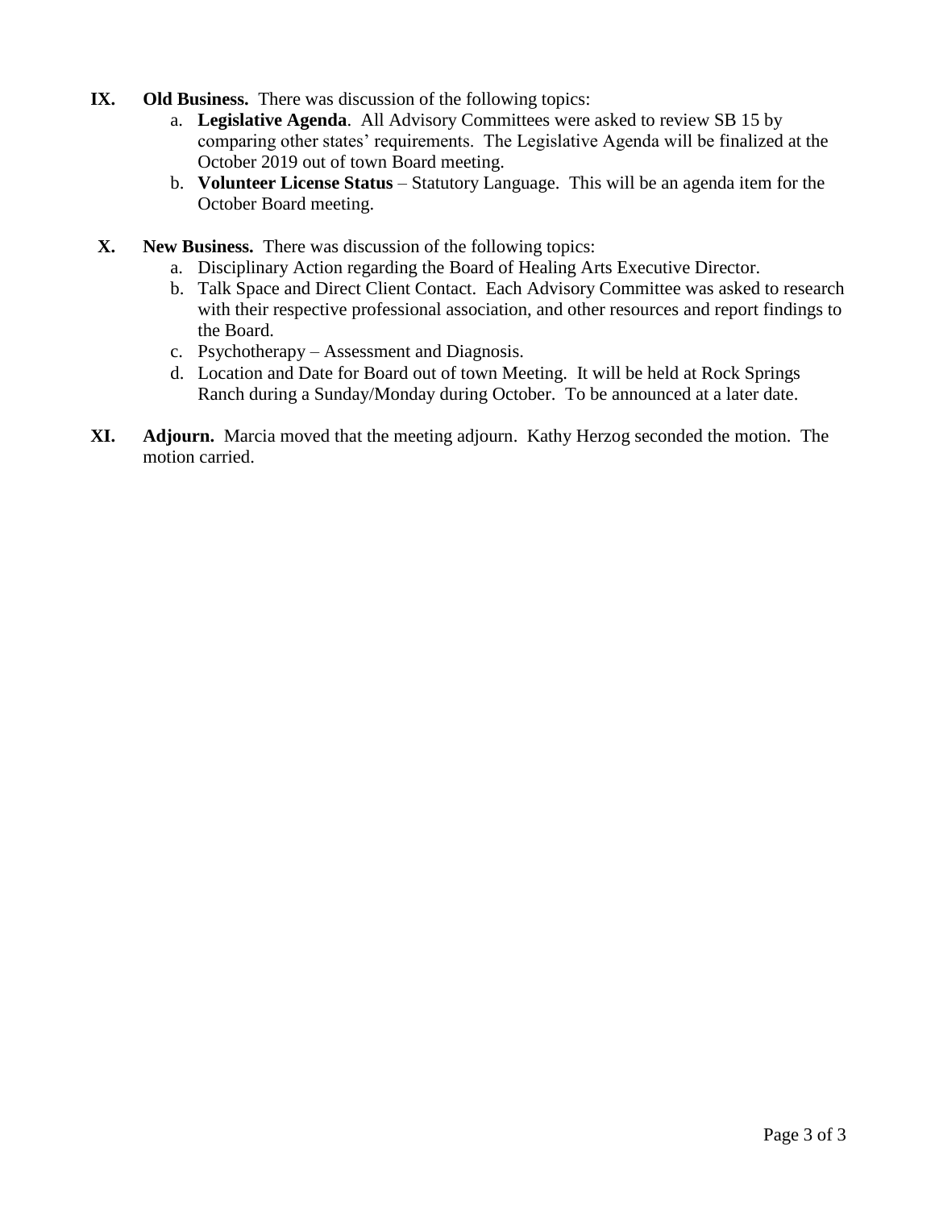**IX. Old Business.** There was discussion of the following topics:

a. **Legislative Agenda**. All Advisory Committees were asked to review SB 15 by comparing other states' requirements. The Legislative Agenda will be finalized at the October 2019 out of town Board meeting.

b. **Volunteer License Status** – Statutory Language. This will be an agenda item for the October Board meeting.

**X. New Business.** There was discussion of the following topics:

a. Disciplinary Action regarding the Board of Healing Arts Executive Director.

b. Talk Space and Direct Client Contact. Each Advisory Committee was asked to research with their respective professional association, and other resources and report findings to the Board.

c. Psychotherapy – Assessment and Diagnosis.

d. Location and Date for Board out of town Meeting. It will be held at Rock Springs Ranch during a Sunday/Monday during October. To be announced at a later date.

**XI. Adjourn.** Marcia moved that the meeting adjourn. Kathy Herzog seconded the motion. The motion carried.